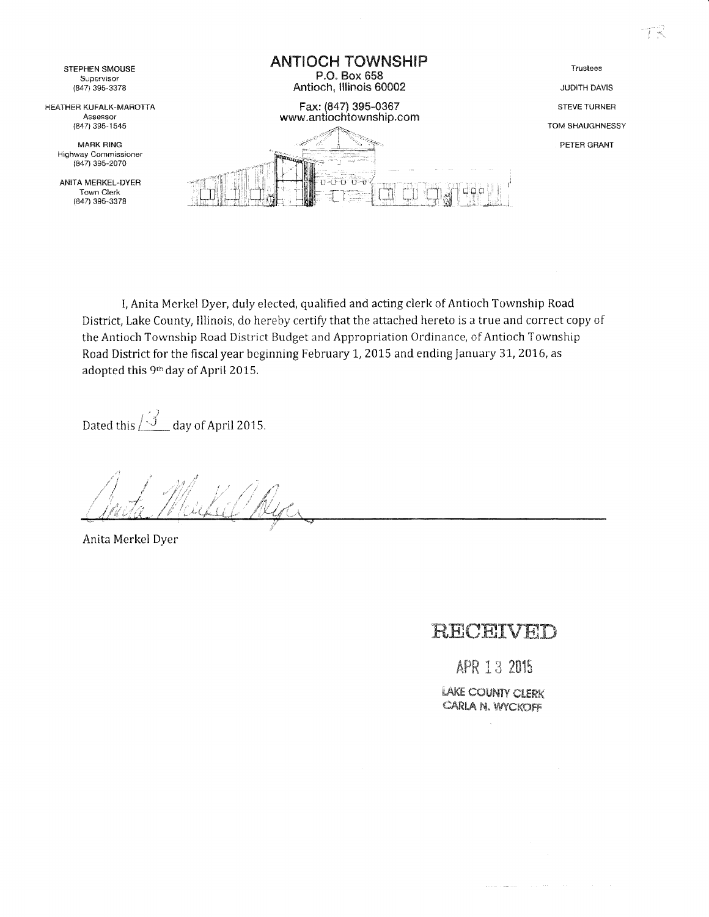STEPHEN SMOUSE
Supervisor
(847) 395-3378

HEATHER KUFALK-MAROTTA
Assessor
(847) 395-1545

MARK RING
Highway Commissioner
(847) 395-2070

ANITA MERKEL-DYER
Town Clerk
(847) 395-3378

# ANTIOCH TOWNSHIP

P.O. Box 658
Antioch, Illinois 60002

Fax: (847) 395-0367
www.antiochtownship.com

Trustees

JUDITH DAVIS

STEVE TURNER

TOM SHAUGHNESSY

PETER GRANT

I, Anita Merkel Dyer, duly elected, qualified and acting clerk of Antioch Township Road District, Lake County, Illinois, do hereby certify that the attached hereto is a true and correct copy of the Antioch Township Road District Budget and Appropriation Ordinance, of Antioch Township Road District for the fiscal year beginning February 1, 2015 and ending January 31, 2016, as adopted this 9th day of April 2015.

Dated this 13 day of April 2015.

Anita Merkel Dyer

RECEIVED

APR 13 2015

LAKE COUNTY CLERK
CARLA N. WYCKOFF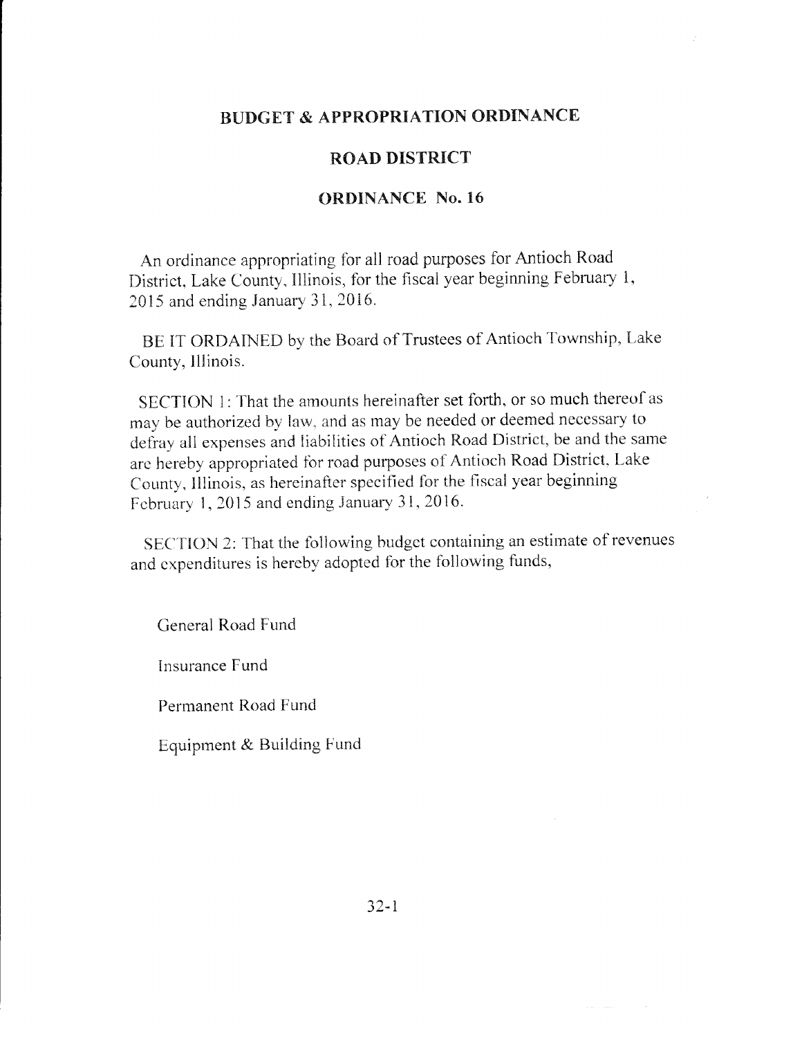# BUDGET & APPROPRIATION ORDINANCE

## ROAD DISTRICT

## ORDINANCE No. 16

An ordinance appropriating for all road purposes for Antioch Road District, Lake County, Illinois, for the fiscal year beginning February 1, 2015 and ending January 31, 2016.

BE IT ORDAINED by the Board of Trustees of Antioch Township, Lake County, Illinois.

SECTION 1: That the amounts hereinafter set forth, or so much thereof as may be authorized by law, and as may be needed or deemed necessary to defray all expenses and liabilities of Antioch Road District, be and the same are hereby appropriated for road purposes of Antioch Road District, Lake County, Illinois, as hereinafter specified for the fiscal year beginning February 1, 2015 and ending January 31, 2016.

SECTION 2: That the following budget containing an estimate of revenues and expenditures is hereby adopted for the following funds,

General Road Fund

Insurance Fund

Permanent Road Fund

Equipment & Building Fund

32-1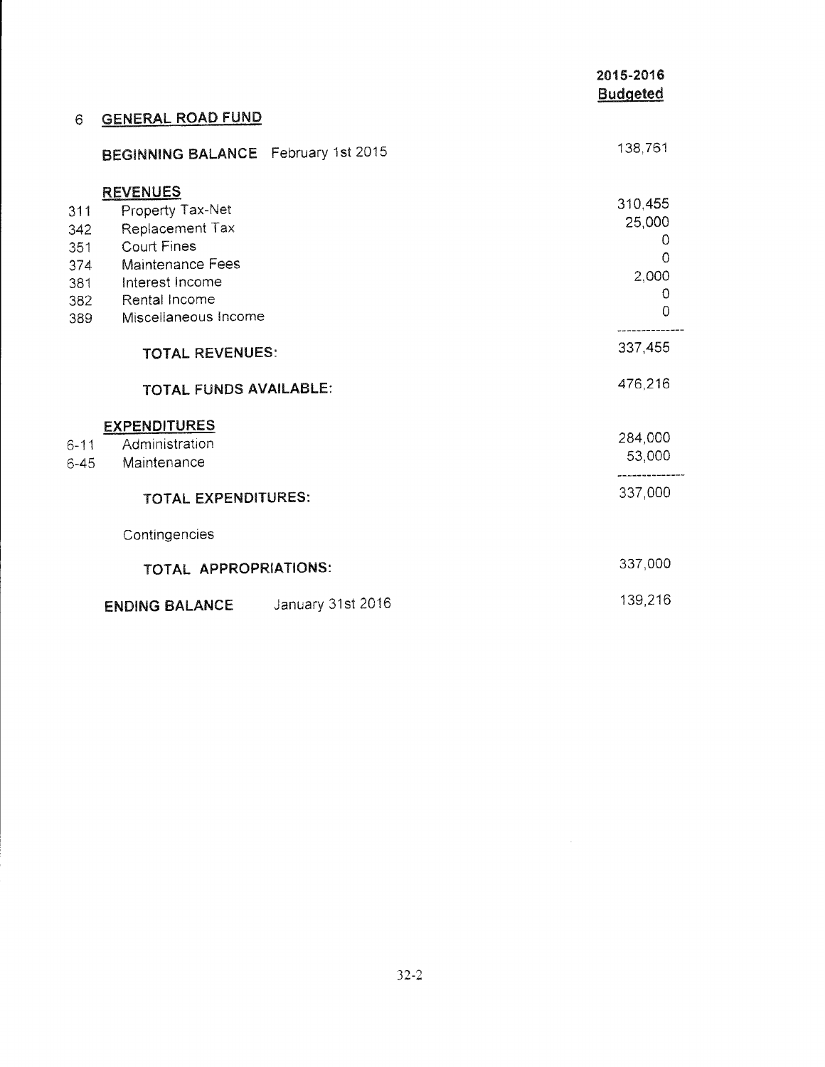| | | 2015-2016 Budgeted |
|---|---|---|
| 6 | **GENERAL ROAD FUND** | |
| | **BEGINNING BALANCE** February 1st 2015 | 138,761 |
| | **REVENUES** | |
| 311 | Property Tax-Net | 310,455 |
| 342 | Replacement Tax | 25,000 |
| 351 | Court Fines | 0 |
| 374 | Maintenance Fees | 0 |
| 381 | Interest Income | 2,000 |
| 382 | Rental Income | 0 |
| 389 | Miscellaneous Income | 0 |
| | **TOTAL REVENUES:** | 337,455 |
| | **TOTAL FUNDS AVAILABLE:** | 476,216 |
| | **EXPENDITURES** | |
| 6-11 | Administration | 284,000 |
| 6-45 | Maintenance | 53,000 |
| | **TOTAL EXPENDITURES:** | 337,000 |
| | Contingencies | |
| | **TOTAL APPROPRIATIONS:** | 337,000 |
| | **ENDING BALANCE** January 31st 2016 | 139,216 |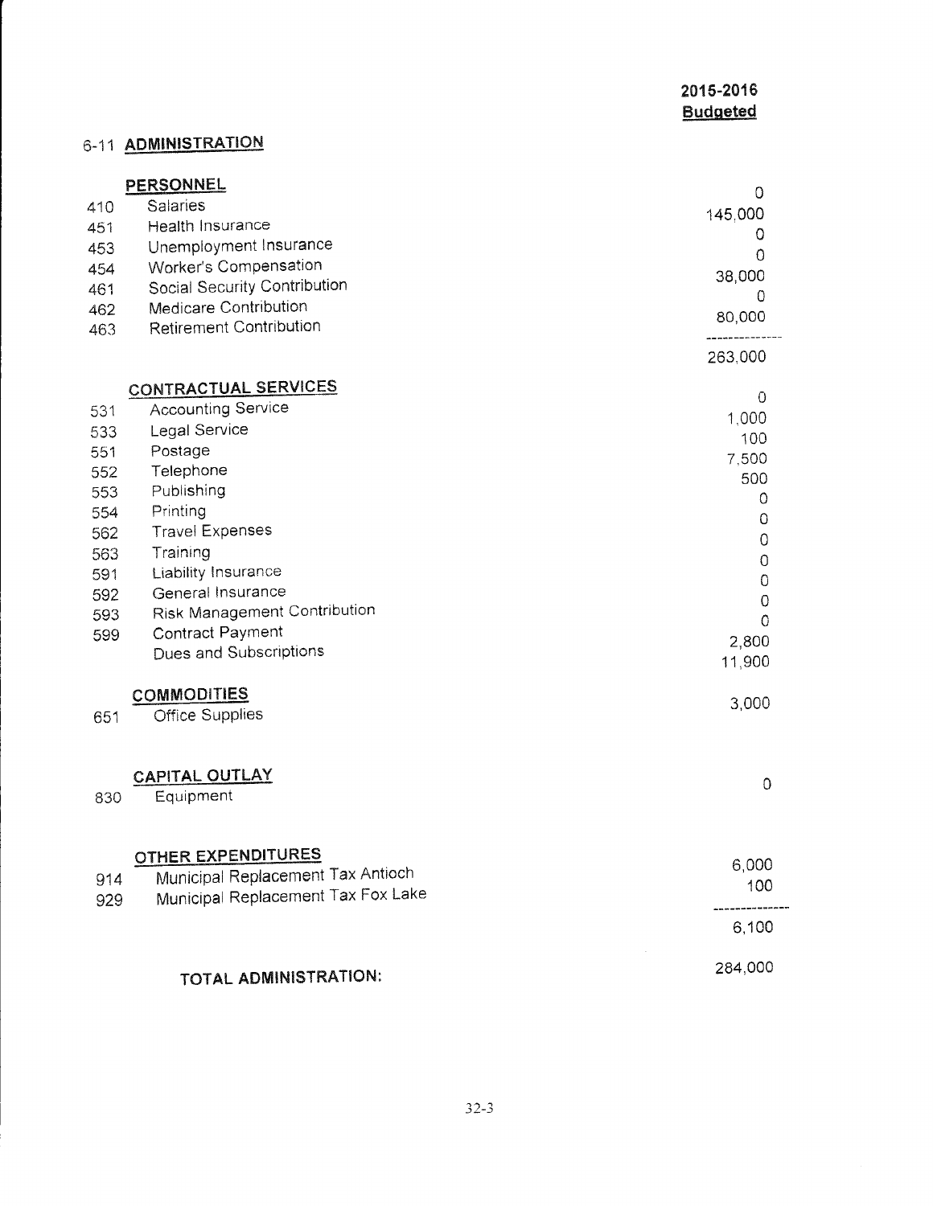| | | 2015-2016 **Budgeted** |
|---|---|---|
| **6-11** | **ADMINISTRATION** | |
| | **PERSONNEL** | |
| 410 | Salaries | 0 |
| 451 | Health Insurance | 145,000 |
| 453 | Unemployment Insurance | 0 |
| 454 | Worker's Compensation | 0 |
| 461 | Social Security Contribution | 38,000 |
| 462 | Medicare Contribution | 0 |
| 463 | Retirement Contribution | 80,000 |
| | | 263,000 |
| | **CONTRACTUAL SERVICES** | |
| 531 | Accounting Service | 0 |
| 533 | Legal Service | 1,000 |
| 551 | Postage | 100 |
| 552 | Telephone | 7,500 |
| 553 | Publishing | 500 |
| 554 | Printing | 0 |
| 562 | Travel Expenses | 0 |
| 563 | Training | 0 |
| 591 | Liability Insurance | 0 |
| 592 | General Insurance | 0 |
| 593 | Risk Management Contribution | 0 |
| 599 | Contract Payment | 0 |
| | Dues and Subscriptions | 2,800 |
| | | 11,900 |
| | **COMMODITIES** | |
| 651 | Office Supplies | 3,000 |
| | **CAPITAL OUTLAY** | |
| 830 | Equipment | 0 |
| | **OTHER EXPENDITURES** | |
| 914 | Municipal Replacement Tax Antioch | 6,000 |
| 929 | Municipal Replacement Tax Fox Lake | 100 |
| | | 6,100 |
| | **TOTAL ADMINISTRATION:** | 284,000 |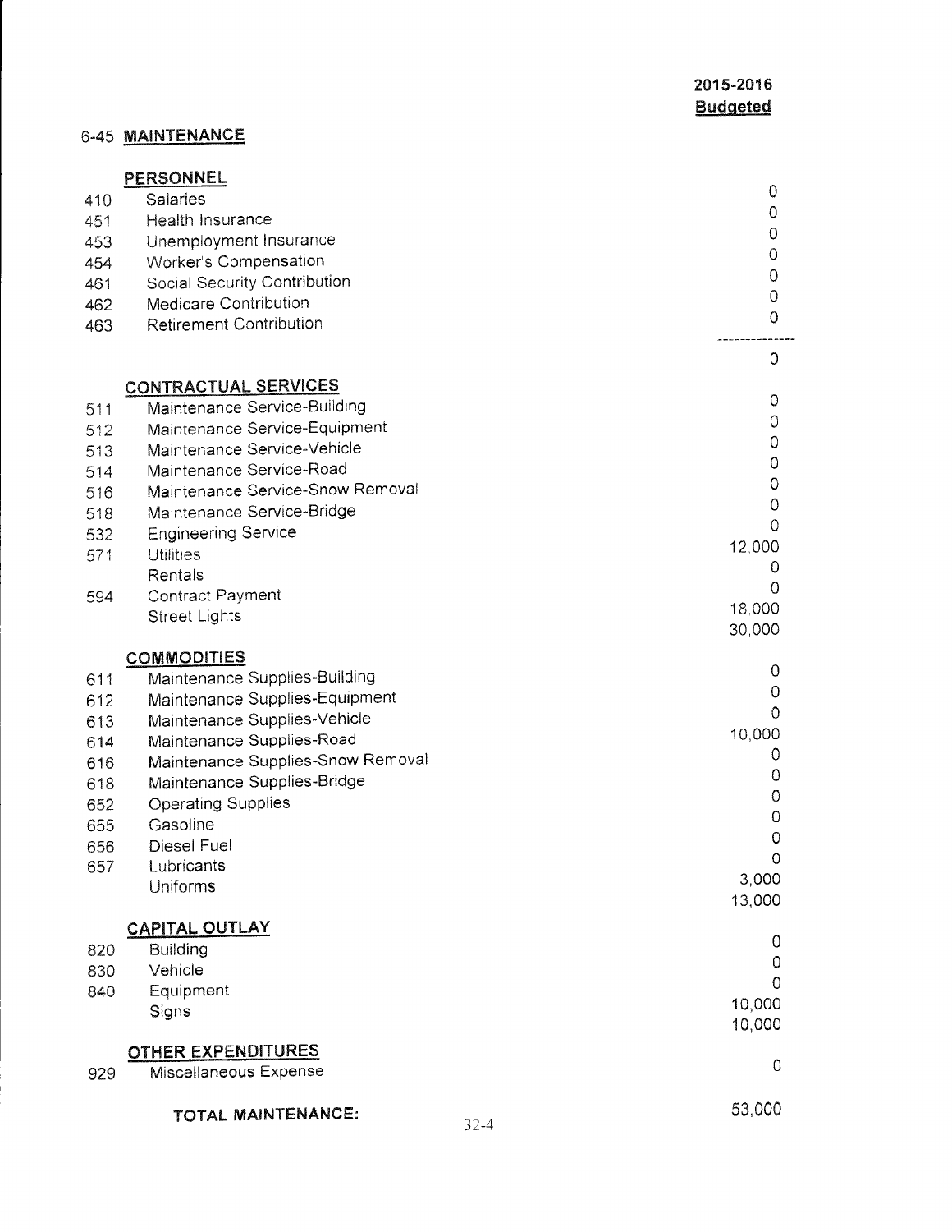| | | 2015-2016 Budgeted |
|---|---|---|
| **6-45 MAINTENANCE** | | |
| | **PERSONNEL** | |
| 410 | Salaries | 0 |
| 451 | Health Insurance | 0 |
| 453 | Unemployment Insurance | 0 |
| 454 | Worker's Compensation | 0 |
| 461 | Social Security Contribution | 0 |
| 462 | Medicare Contribution | 0 |
| 463 | Retirement Contribution | 0 |
| | | 0 |
| | **CONTRACTUAL SERVICES** | |
| 511 | Maintenance Service-Building | 0 |
| 512 | Maintenance Service-Equipment | 0 |
| 513 | Maintenance Service-Vehicle | 0 |
| 514 | Maintenance Service-Road | 0 |
| 516 | Maintenance Service-Snow Removal | 0 |
| 518 | Maintenance Service-Bridge | 0 |
| 532 | Engineering Service | 0 |
| 571 | Utilities | 12,000 |
| | Rentals | 0 |
| 594 | Contract Payment | 0 |
| | Street Lights | 18,000 |
| | | 30,000 |
| | **COMMODITIES** | |
| 611 | Maintenance Supplies-Building | 0 |
| 612 | Maintenance Supplies-Equipment | 0 |
| 613 | Maintenance Supplies-Vehicle | 0 |
| 614 | Maintenance Supplies-Road | 10,000 |
| 616 | Maintenance Supplies-Snow Removal | 0 |
| 618 | Maintenance Supplies-Bridge | 0 |
| 652 | Operating Supplies | 0 |
| 655 | Gasoline | 0 |
| 656 | Diesel Fuel | 0 |
| 657 | Lubricants | 0 |
| | Uniforms | 3,000 |
| | | 13,000 |
| | **CAPITAL OUTLAY** | |
| 820 | Building | 0 |
| 830 | Vehicle | 0 |
| 840 | Equipment | 0 |
| | Signs | 10,000 |
| | | 10,000 |
| | **OTHER EXPENDITURES** | |
| 929 | Miscellaneous Expense | 0 |
| | **TOTAL MAINTENANCE:** | 53,000 |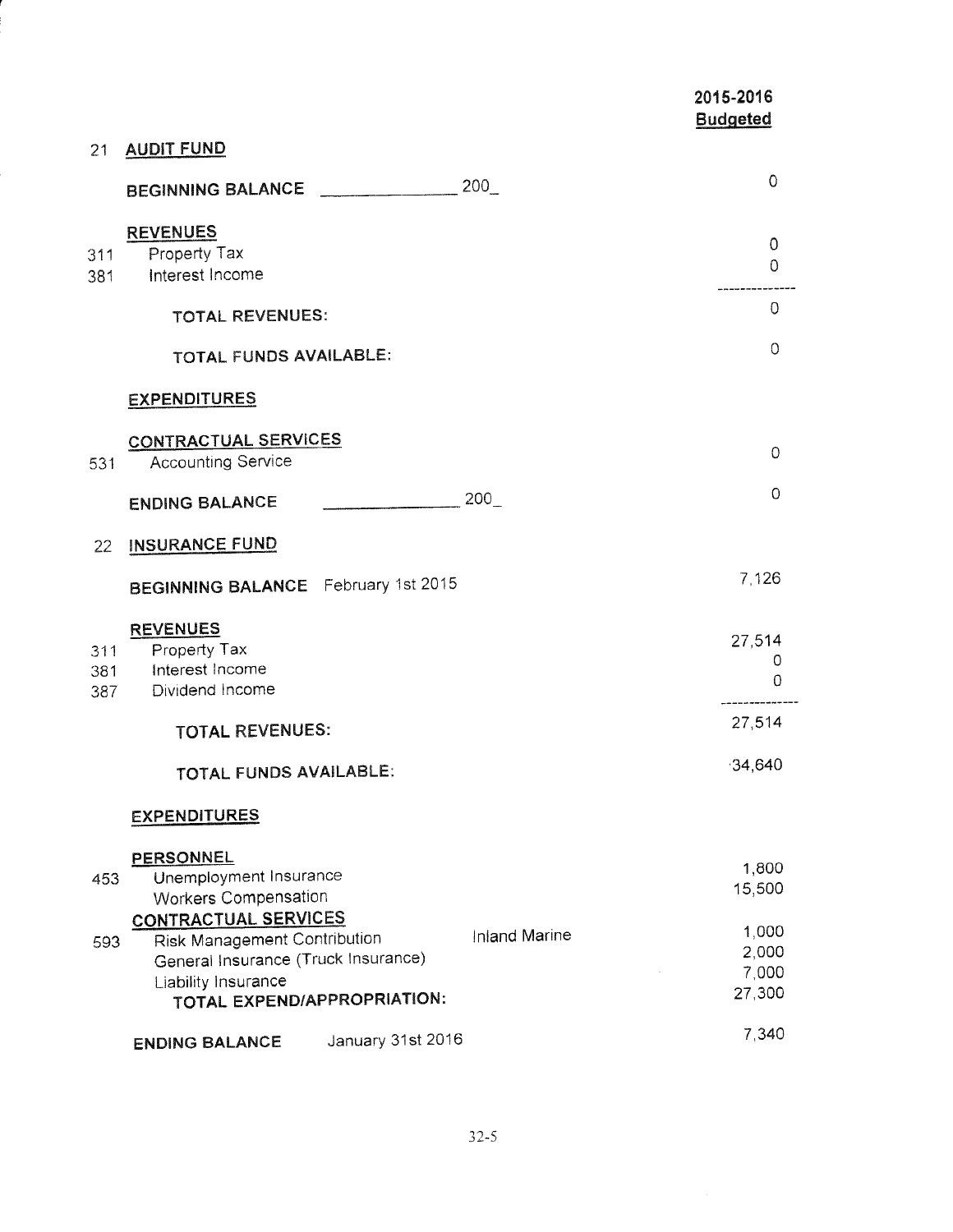| | | 2015-2016 Budgeted |
|---|---|---|
| 21 | **AUDIT FUND** | |
| | **BEGINNING BALANCE** ______________ 200_ | 0 |
| | **REVENUES** | |
| 311 | Property Tax | 0 |
| 381 | Interest Income | 0 |
| | **TOTAL REVENUES:** | 0 |
| | **TOTAL FUNDS AVAILABLE:** | 0 |
| | **EXPENDITURES** | |
| | **CONTRACTUAL SERVICES** | |
| 531 | Accounting Service | 0 |
| | **ENDING BALANCE** ______________ 200_ | 0 |
| 22 | **INSURANCE FUND** | |
| | **BEGINNING BALANCE** February 1st 2015 | 7,126 |
| | **REVENUES** | |
| 311 | Property Tax | 27,514 |
| 381 | Interest Income | 0 |
| 387 | Dividend Income | 0 |
| | **TOTAL REVENUES:** | 27,514 |
| | **TOTAL FUNDS AVAILABLE:** | 34,640 |
| | **EXPENDITURES** | |
| | **PERSONNEL** | |
| 453 | Unemployment Insurance | 1,800 |
| | Workers Compensation | 15,500 |
| | **CONTRACTUAL SERVICES** | |
| 593 | Risk Management Contribution Inland Marine | 1,000 |
| | General Insurance (Truck Insurance) | 2,000 |
| | Liability Insurance | 7,000 |
| | **TOTAL EXPEND/APPROPRIATION:** | 27,300 |
| | **ENDING BALANCE** January 31st 2016 | 7,340 |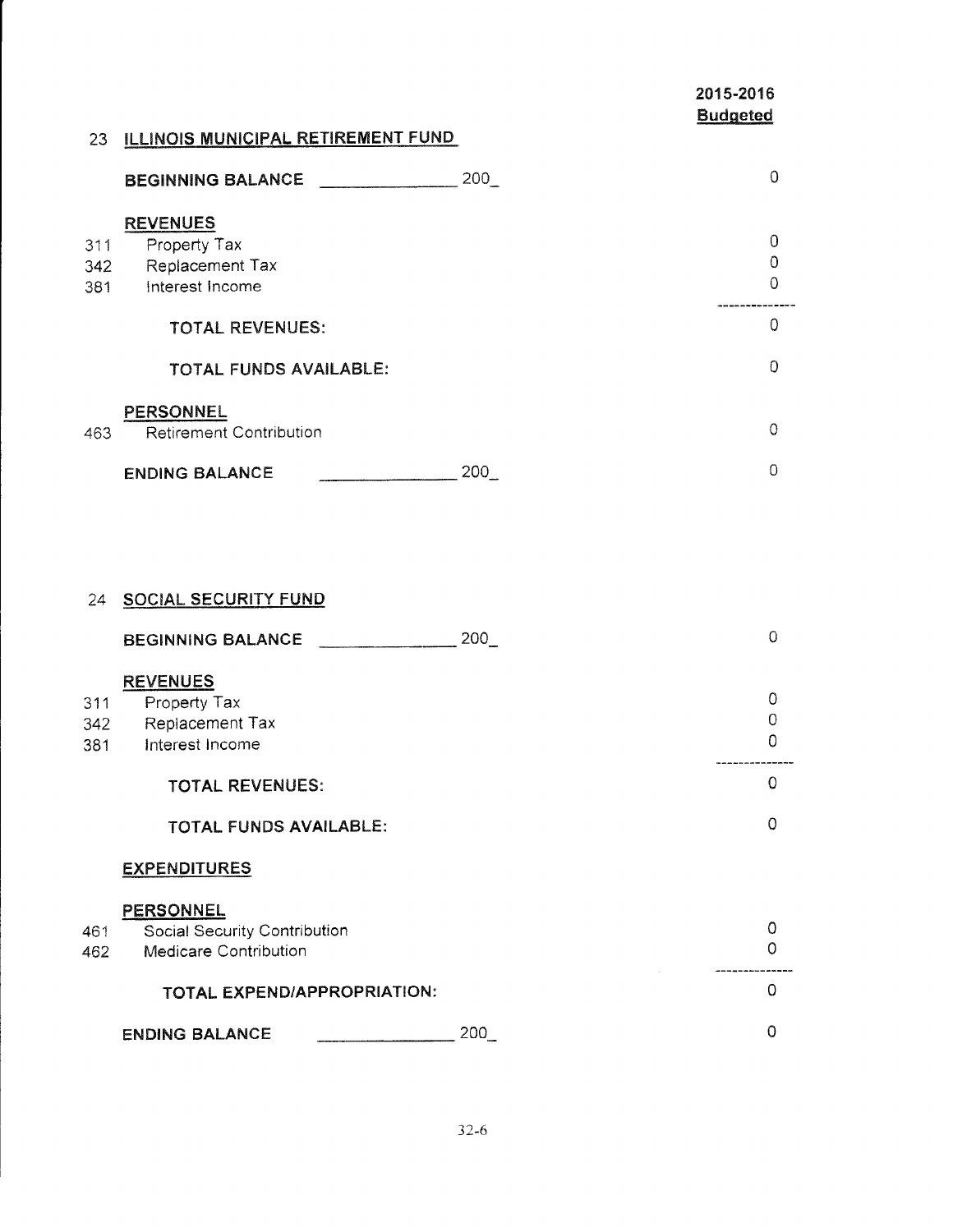| | | 2015-2016 Budgeted |
|---|---|---|
| 23 | **ILLINOIS MUNICIPAL RETIREMENT FUND** | |
| | **BEGINNING BALANCE** _______________ 200_ | 0 |
| | **REVENUES** | |
| 311 | Property Tax | 0 |
| 342 | Replacement Tax | 0 |
| 381 | Interest Income | 0 |
| | **TOTAL REVENUES:** | 0 |
| | **TOTAL FUNDS AVAILABLE:** | 0 |
| | **PERSONNEL** | |
| 463 | Retirement Contribution | 0 |
| | **ENDING BALANCE** _______________ 200_ | 0 |

| | | 2015-2016 Budgeted |
|---|---|---|
| 24 | **SOCIAL SECURITY FUND** | |
| | **BEGINNING BALANCE** _______________ 200_ | 0 |
| | **REVENUES** | |
| 311 | Property Tax | 0 |
| 342 | Replacement Tax | 0 |
| 381 | Interest Income | 0 |
| | **TOTAL REVENUES:** | 0 |
| | **TOTAL FUNDS AVAILABLE:** | 0 |
| | **EXPENDITURES** | |
| | **PERSONNEL** | |
| 461 | Social Security Contribution | 0 |
| 462 | Medicare Contribution | 0 |
| | **TOTAL EXPEND/APPROPRIATION:** | 0 |
| | **ENDING BALANCE** _______________ 200_ | 0 |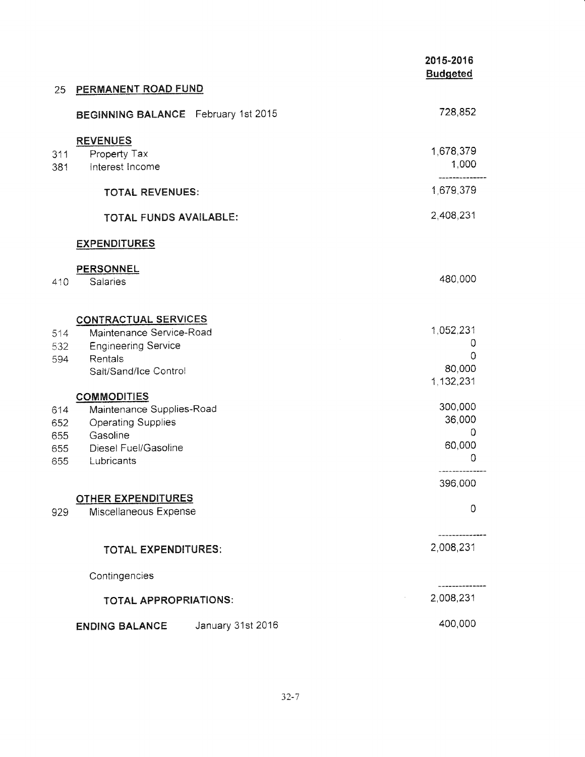| | | 2015-2016 Budgeted |
|---|---|---|
| 25 | **PERMANENT ROAD FUND** | |
| | **BEGINNING BALANCE** February 1st 2015 | 728,852 |
| | **REVENUES** | |
| 311 | Property Tax | 1,678,379 |
| 381 | Interest Income | 1,000 |
| | **TOTAL REVENUES:** | 1,679,379 |
| | **TOTAL FUNDS AVAILABLE:** | 2,408,231 |
| | **EXPENDITURES** | |
| | **PERSONNEL** | |
| 410 | Salaries | 480,000 |
| | **CONTRACTUAL SERVICES** | |
| 514 | Maintenance Service-Road | 1,052,231 |
| 532 | Engineering Service | 0 |
| 594 | Rentals | 0 |
| | Salt/Sand/Ice Control | 80,000 |
| | | 1,132,231 |
| | **COMMODITIES** | |
| 614 | Maintenance Supplies-Road | 300,000 |
| 652 | Operating Supplies | 36,000 |
| 655 | Gasoline | 0 |
| 655 | Diesel Fuel/Gasoline | 60,000 |
| 655 | Lubricants | 0 |
| | | 396,000 |
| | **OTHER EXPENDITURES** | |
| 929 | Miscellaneous Expense | 0 |
| | **TOTAL EXPENDITURES:** | 2,008,231 |
| | Contingencies | |
| | **TOTAL APPROPRIATIONS:** | 2,008,231 |
| | **ENDING BALANCE** January 31st 2016 | 400,000 |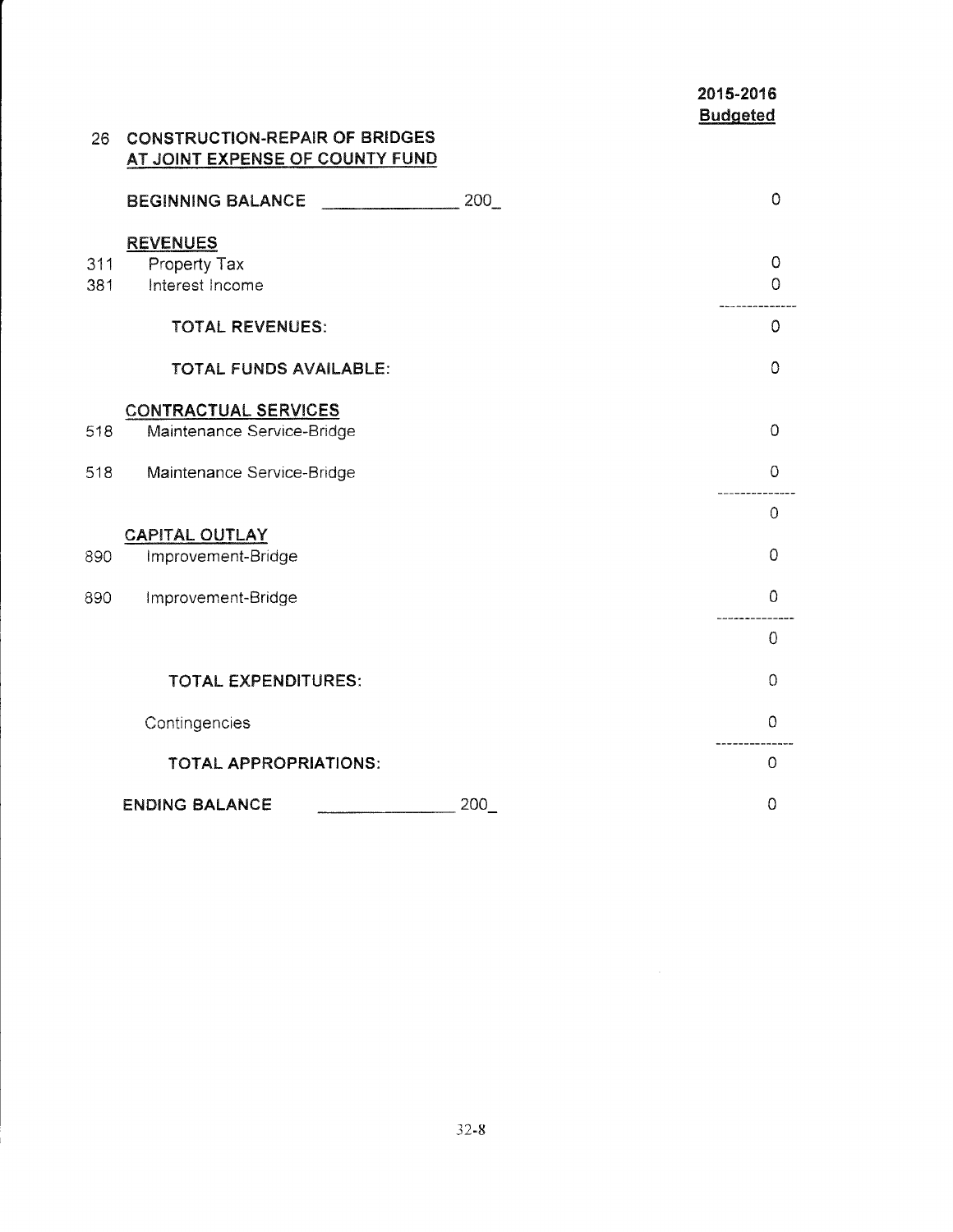| | | 2015-2016 Budgeted |
|---|---|---|
| 26 | **CONSTRUCTION-REPAIR OF BRIDGES AT JOINT EXPENSE OF COUNTY FUND** | |
| | **BEGINNING BALANCE** ______________ 200_ | 0 |
| | **REVENUES** | |
| 311 | Property Tax | 0 |
| 381 | Interest Income | 0 |
| | **TOTAL REVENUES:** | 0 |
| | **TOTAL FUNDS AVAILABLE:** | 0 |
| | **CONTRACTUAL SERVICES** | |
| 518 | Maintenance Service-Bridge | 0 |
| 518 | Maintenance Service-Bridge | 0 |
| | | 0 |
| | **CAPITAL OUTLAY** | |
| 890 | Improvement-Bridge | 0 |
| 890 | Improvement-Bridge | 0 |
| | | 0 |
| | **TOTAL EXPENDITURES:** | 0 |
| | Contingencies | 0 |
| | **TOTAL APPROPRIATIONS:** | 0 |
| | **ENDING BALANCE** ______________ 200_ | 0 |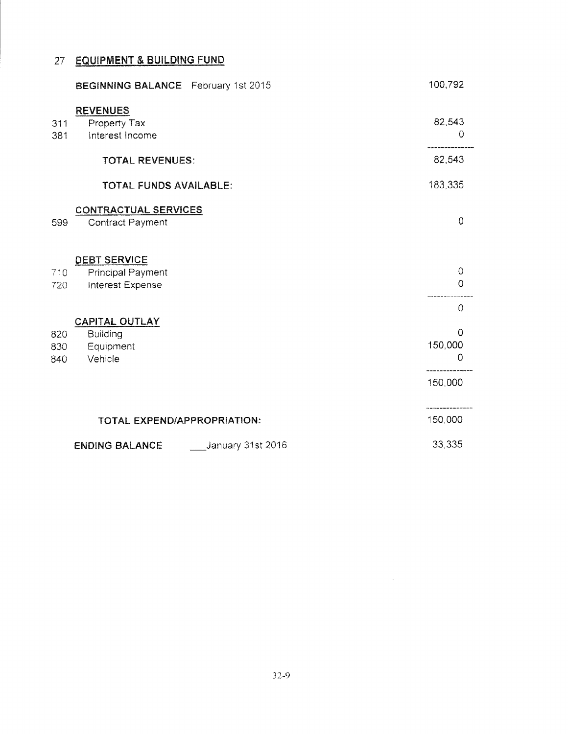## 27 EQUIPMENT & BUILDING FUND

| Code | Item | Amount |
|---|---|---|
| | **BEGINNING BALANCE** February 1st 2015 | 100,792 |
| | **REVENUES** | |
| 311 | Property Tax | 82,543 |
| 381 | Interest Income | 0 |
| | **TOTAL REVENUES:** | 82,543 |
| | **TOTAL FUNDS AVAILABLE:** | 183,335 |
| | **CONTRACTUAL SERVICES** | |
| 599 | Contract Payment | 0 |
| | **DEBT SERVICE** | |
| 710 | Principal Payment | 0 |
| 720 | Interest Expense | 0 |
| | | 0 |
| | **CAPITAL OUTLAY** | |
| 820 | Building | 0 |
| 830 | Equipment | 150,000 |
| 840 | Vehicle | 0 |
| | | 150,000 |
| | **TOTAL EXPEND/APPROPRIATION:** | 150,000 |
| | **ENDING BALANCE** ___January 31st 2016 | 33,335 |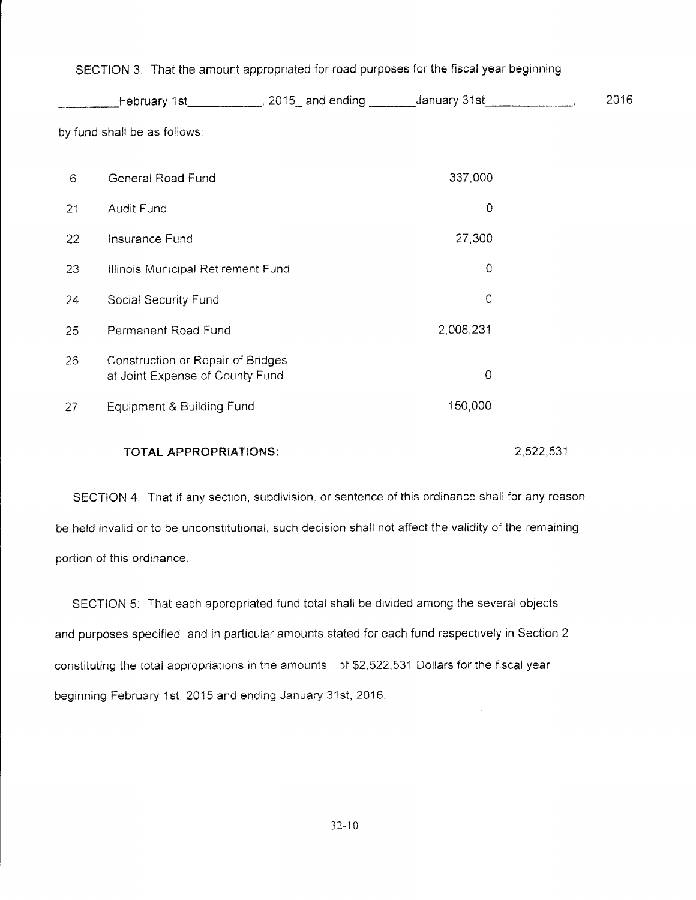SECTION 3: That the amount appropriated for road purposes for the fiscal year beginning

_________February 1st___________, 2015_ and ending _______January 31st_____________, 2016

by fund shall be as follows:

| | | | |
|---|---|---|---|
| 6 | General Road Fund | 337,000 | |
| 21 | Audit Fund | 0 | |
| 22 | Insurance Fund | 27,300 | |
| 23 | Illinois Municipal Retirement Fund | 0 | |
| 24 | Social Security Fund | 0 | |
| 25 | Permanent Road Fund | 2,008,231 | |
| 26 | Construction or Repair of Bridges at Joint Expense of County Fund | 0 | |
| 27 | Equipment & Building Fund | 150,000 | |
| | **TOTAL APPROPRIATIONS:** | | 2,522,531 |

SECTION 4: That if any section, subdivision, or sentence of this ordinance shall for any reason be held invalid or to be unconstitutional, such decision shall not affect the validity of the remaining portion of this ordinance.

SECTION 5: That each appropriated fund total shall be divided among the several objects and purposes specified, and in particular amounts stated for each fund respectively in Section 2 constituting the total appropriations in the amounts of $2,522,531 Dollars for the fiscal year beginning February 1st, 2015 and ending January 31st, 2016.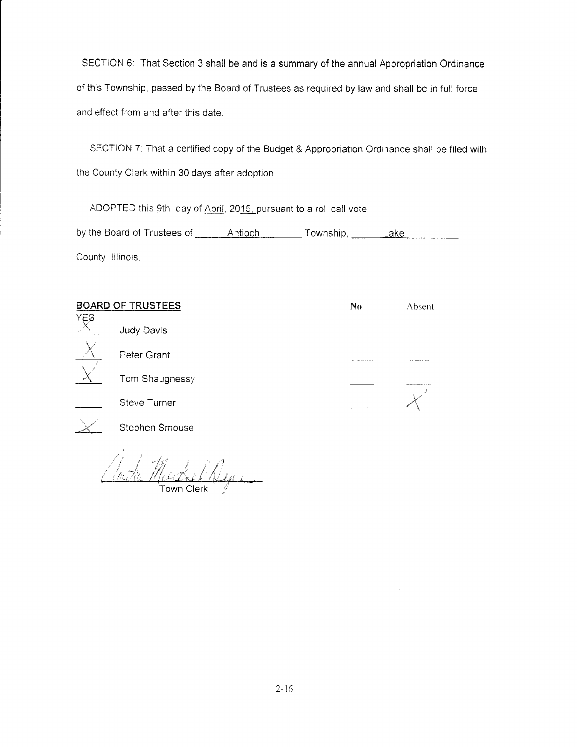SECTION 6: That Section 3 shall be and is a summary of the annual Appropriation Ordinance of this Township, passed by the Board of Trustees as required by law and shall be in full force and effect from and after this date.

SECTION 7: That a certified copy of the Budget & Appropriation Ordinance shall be filed with the County Clerk within 30 days after adoption.

ADOPTED this 9th day of April, 2015, pursuant to a roll call vote by the Board of Trustees of Antioch Township, Lake County, Illinois.

**BOARD OF TRUSTEES**

| YES | | No | Absent |
|---|---|---|---|
| X | Judy Davis | | |
| X | Peter Grant | | |
| X | Tom Shaugnessy | | |
| | Steve Turner | | X |
| X | Stephen Smouse | | |

Town Clerk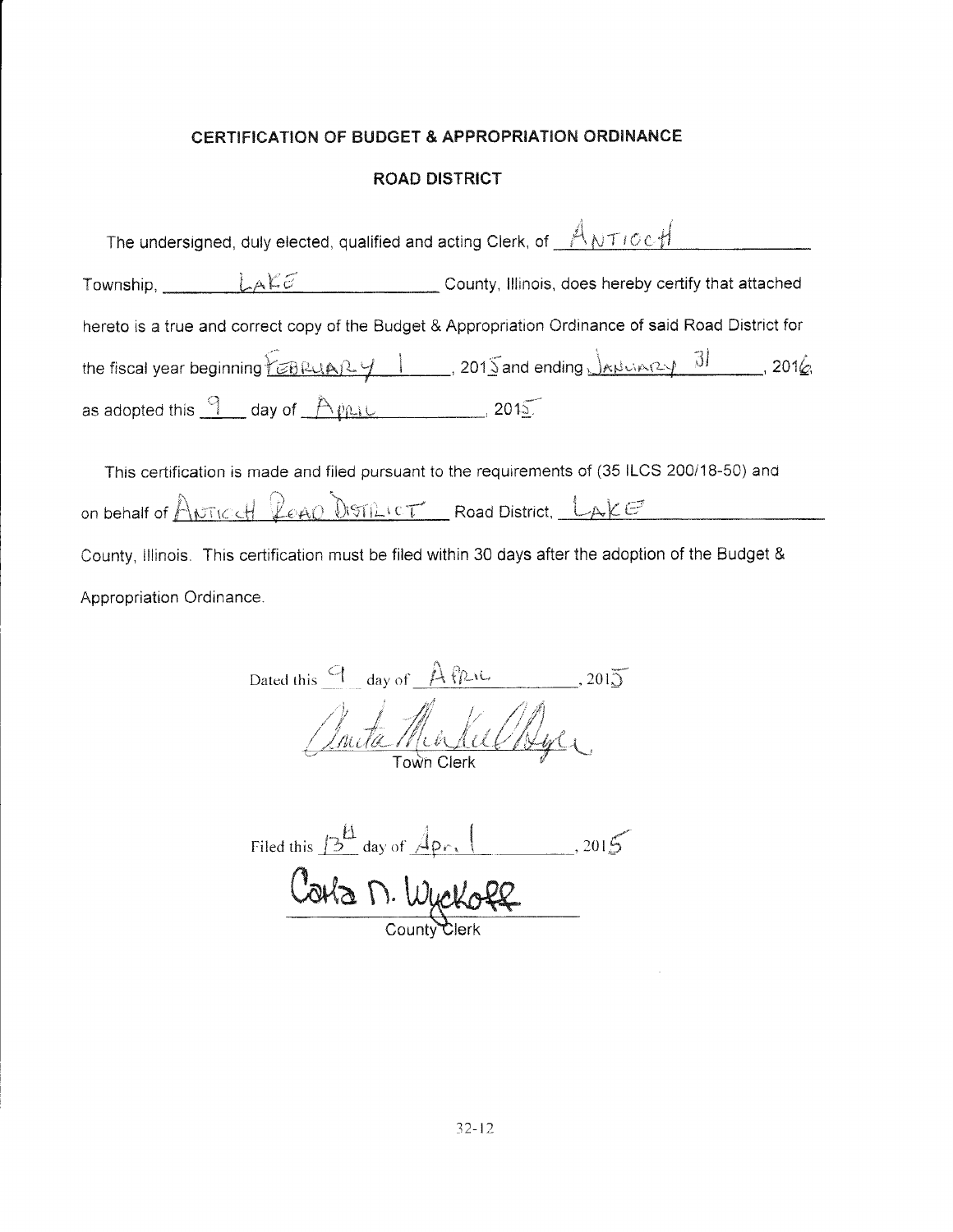# CERTIFICATION OF BUDGET & APPROPRIATION ORDINANCE

## ROAD DISTRICT

The undersigned, duly elected, qualified and acting Clerk, of ANTIOCH Township, LAKE County, Illinois, does hereby certify that attached hereto is a true and correct copy of the Budget & Appropriation Ordinance of said Road District for the fiscal year beginning FEBRUARY 1, 2015 and ending JANUARY 31, 2016, as adopted this 9 day of APRIL, 2015.

This certification is made and filed pursuant to the requirements of (35 ILCS 200/18-50) and on behalf of ANTIOCH ROAD DISTRICT Road District, LAKE County, Illinois. This certification must be filed within 30 days after the adoption of the Budget & Appropriation Ordinance.

Dated this 9 day of APRIL, 2015

Anita MarKull Dyer
Town Clerk

Filed this 13th day of April, 2015

Carla N. Wyckoff
County Clerk

32-12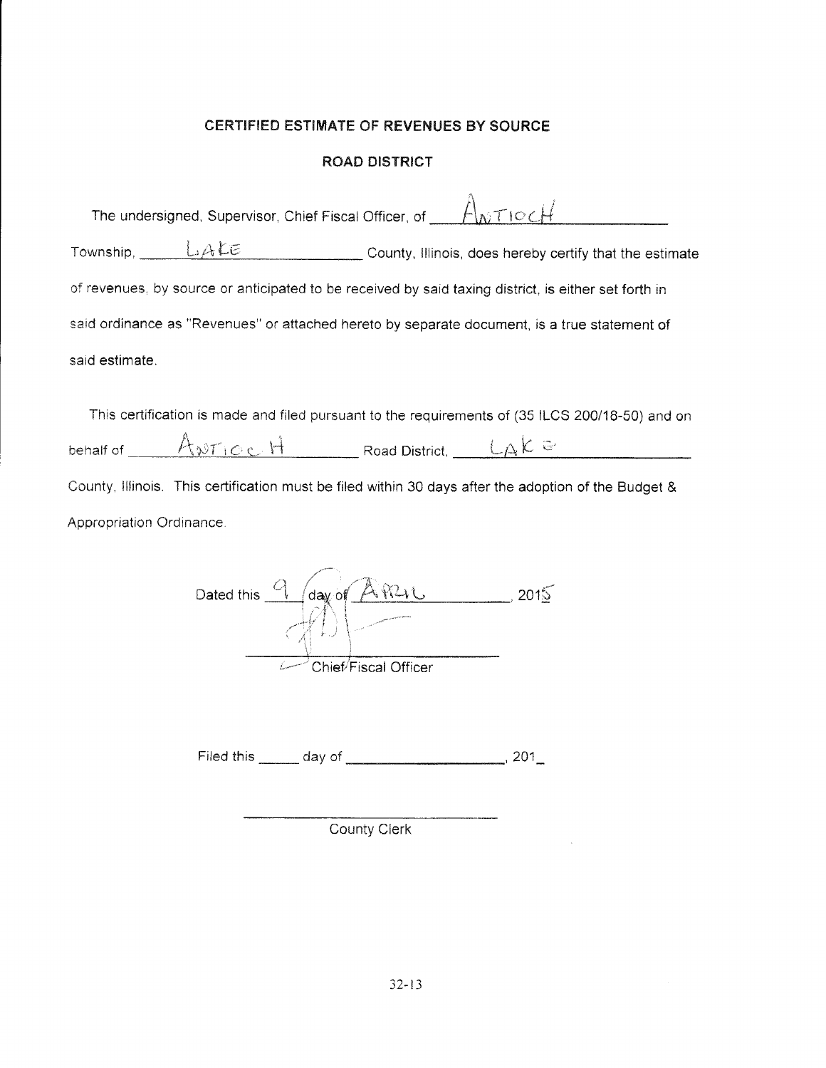## CERTIFIED ESTIMATE OF REVENUES BY SOURCE

## ROAD DISTRICT

The undersigned, Supervisor, Chief Fiscal Officer, of ANTIOCH Township, LAKE County, Illinois, does hereby certify that the estimate of revenues, by source or anticipated to be received by said taxing district, is either set forth in said ordinance as "Revenues" or attached hereto by separate document, is a true statement of said estimate.

This certification is made and filed pursuant to the requirements of (35 ILCS 200/18-50) and on behalf of ANTIOCH Road District, LAKE County, Illinois. This certification must be filed within 30 days after the adoption of the Budget & Appropriation Ordinance.

Dated this 9 day of APRIL, 2015

_______________________
Chief Fiscal Officer

Filed this ______ day of ____________________, 201_

_______________________
County Clerk